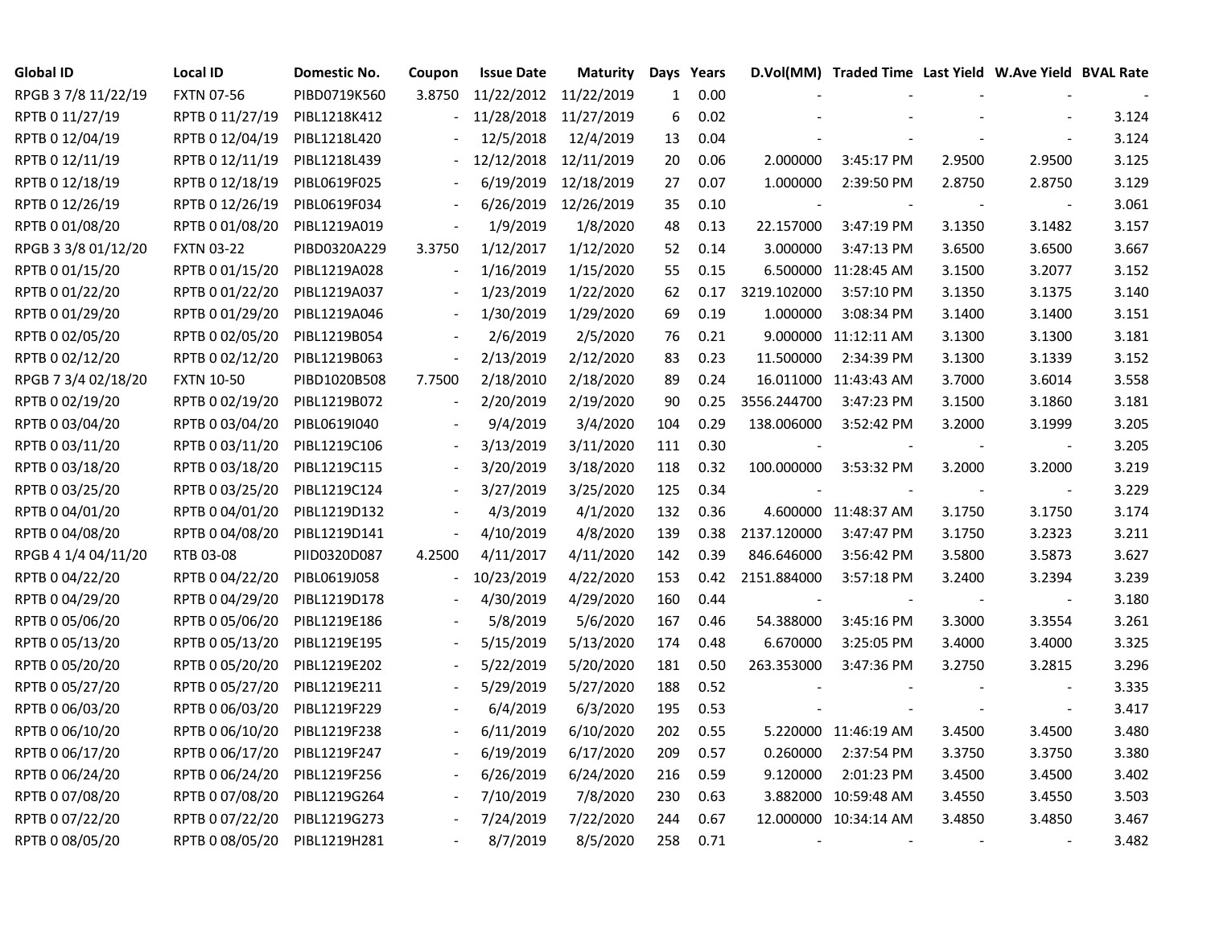| Global ID | Local ID | Domestic No. | Coupon | Issue Date | Maturity | Days | Years | D.Vol(MM) | Traded Time | Last Yield | W.Ave Yield | BVAL Rate |
|---|---|---|---|---|---|---|---|---|---|---|---|---|
| RPGB 3 7/8 11/22/19 | FXTN 07-56 | PIBD0719K560 | 3.8750 | 11/22/2012 | 11/22/2019 | 1 | 0.00 | - | - | - | - | - |
| RPTB 0 11/27/19 | RPTB 0 11/27/19 | PIBL1218K412 | - | 11/28/2018 | 11/27/2019 | 6 | 0.02 | - | - | - | - | 3.124 |
| RPTB 0 12/04/19 | RPTB 0 12/04/19 | PIBL1218L420 | - | 12/5/2018 | 12/4/2019 | 13 | 0.04 | - | - | - | - | 3.124 |
| RPTB 0 12/11/19 | RPTB 0 12/11/19 | PIBL1218L439 | - | 12/12/2018 | 12/11/2019 | 20 | 0.06 | 2.000000 | 3:45:17 PM | 2.9500 | 2.9500 | 3.125 |
| RPTB 0 12/18/19 | RPTB 0 12/18/19 | PIBL0619F025 | - | 6/19/2019 | 12/18/2019 | 27 | 0.07 | 1.000000 | 2:39:50 PM | 2.8750 | 2.8750 | 3.129 |
| RPTB 0 12/26/19 | RPTB 0 12/26/19 | PIBL0619F034 | - | 6/26/2019 | 12/26/2019 | 35 | 0.10 | - | - | - | - | 3.061 |
| RPTB 0 01/08/20 | RPTB 0 01/08/20 | PIBL1219A019 | - | 1/9/2019 | 1/8/2020 | 48 | 0.13 | 22.157000 | 3:47:19 PM | 3.1350 | 3.1482 | 3.157 |
| RPGB 3 3/8 01/12/20 | FXTN 03-22 | PIBD0320A229 | 3.3750 | 1/12/2017 | 1/12/2020 | 52 | 0.14 | 3.000000 | 3:47:13 PM | 3.6500 | 3.6500 | 3.667 |
| RPTB 0 01/15/20 | RPTB 0 01/15/20 | PIBL1219A028 | - | 1/16/2019 | 1/15/2020 | 55 | 0.15 | 6.500000 | 11:28:45 AM | 3.1500 | 3.2077 | 3.152 |
| RPTB 0 01/22/20 | RPTB 0 01/22/20 | PIBL1219A037 | - | 1/23/2019 | 1/22/2020 | 62 | 0.17 | 3219.102000 | 3:57:10 PM | 3.1350 | 3.1375 | 3.140 |
| RPTB 0 01/29/20 | RPTB 0 01/29/20 | PIBL1219A046 | - | 1/30/2019 | 1/29/2020 | 69 | 0.19 | 1.000000 | 3:08:34 PM | 3.1400 | 3.1400 | 3.151 |
| RPTB 0 02/05/20 | RPTB 0 02/05/20 | PIBL1219B054 | - | 2/6/2019 | 2/5/2020 | 76 | 0.21 | 9.000000 | 11:12:11 AM | 3.1300 | 3.1300 | 3.181 |
| RPTB 0 02/12/20 | RPTB 0 02/12/20 | PIBL1219B063 | - | 2/13/2019 | 2/12/2020 | 83 | 0.23 | 11.500000 | 2:34:39 PM | 3.1300 | 3.1339 | 3.152 |
| RPGB 7 3/4 02/18/20 | FXTN 10-50 | PIBD1020B508 | 7.7500 | 2/18/2010 | 2/18/2020 | 89 | 0.24 | 16.011000 | 11:43:43 AM | 3.7000 | 3.6014 | 3.558 |
| RPTB 0 02/19/20 | RPTB 0 02/19/20 | PIBL1219B072 | - | 2/20/2019 | 2/19/2020 | 90 | 0.25 | 3556.244700 | 3:47:23 PM | 3.1500 | 3.1860 | 3.181 |
| RPTB 0 03/04/20 | RPTB 0 03/04/20 | PIBL0619I040 | - | 9/4/2019 | 3/4/2020 | 104 | 0.29 | 138.006000 | 3:52:42 PM | 3.2000 | 3.1999 | 3.205 |
| RPTB 0 03/11/20 | RPTB 0 03/11/20 | PIBL1219C106 | - | 3/13/2019 | 3/11/2020 | 111 | 0.30 | - | - | - | - | 3.205 |
| RPTB 0 03/18/20 | RPTB 0 03/18/20 | PIBL1219C115 | - | 3/20/2019 | 3/18/2020 | 118 | 0.32 | 100.000000 | 3:53:32 PM | 3.2000 | 3.2000 | 3.219 |
| RPTB 0 03/25/20 | RPTB 0 03/25/20 | PIBL1219C124 | - | 3/27/2019 | 3/25/2020 | 125 | 0.34 | - | - | - | - | 3.229 |
| RPTB 0 04/01/20 | RPTB 0 04/01/20 | PIBL1219D132 | - | 4/3/2019 | 4/1/2020 | 132 | 0.36 | 4.600000 | 11:48:37 AM | 3.1750 | 3.1750 | 3.174 |
| RPTB 0 04/08/20 | RPTB 0 04/08/20 | PIBL1219D141 | - | 4/10/2019 | 4/8/2020 | 139 | 0.38 | 2137.120000 | 3:47:47 PM | 3.1750 | 3.2323 | 3.211 |
| RPGB 4 1/4 04/11/20 | RTB 03-08 | PIID0320D087 | 4.2500 | 4/11/2017 | 4/11/2020 | 142 | 0.39 | 846.646000 | 3:56:42 PM | 3.5800 | 3.5873 | 3.627 |
| RPTB 0 04/22/20 | RPTB 0 04/22/20 | PIBL0619J058 | - | 10/23/2019 | 4/22/2020 | 153 | 0.42 | 2151.884000 | 3:57:18 PM | 3.2400 | 3.2394 | 3.239 |
| RPTB 0 04/29/20 | RPTB 0 04/29/20 | PIBL1219D178 | - | 4/30/2019 | 4/29/2020 | 160 | 0.44 | - | - | - | - | 3.180 |
| RPTB 0 05/06/20 | RPTB 0 05/06/20 | PIBL1219E186 | - | 5/8/2019 | 5/6/2020 | 167 | 0.46 | 54.388000 | 3:45:16 PM | 3.3000 | 3.3554 | 3.261 |
| RPTB 0 05/13/20 | RPTB 0 05/13/20 | PIBL1219E195 | - | 5/15/2019 | 5/13/2020 | 174 | 0.48 | 6.670000 | 3:25:05 PM | 3.4000 | 3.4000 | 3.325 |
| RPTB 0 05/20/20 | RPTB 0 05/20/20 | PIBL1219E202 | - | 5/22/2019 | 5/20/2020 | 181 | 0.50 | 263.353000 | 3:47:36 PM | 3.2750 | 3.2815 | 3.296 |
| RPTB 0 05/27/20 | RPTB 0 05/27/20 | PIBL1219E211 | - | 5/29/2019 | 5/27/2020 | 188 | 0.52 | - | - | - | - | 3.335 |
| RPTB 0 06/03/20 | RPTB 0 06/03/20 | PIBL1219F229 | - | 6/4/2019 | 6/3/2020 | 195 | 0.53 | - | - | - | - | 3.417 |
| RPTB 0 06/10/20 | RPTB 0 06/10/20 | PIBL1219F238 | - | 6/11/2019 | 6/10/2020 | 202 | 0.55 | 5.220000 | 11:46:19 AM | 3.4500 | 3.4500 | 3.480 |
| RPTB 0 06/17/20 | RPTB 0 06/17/20 | PIBL1219F247 | - | 6/19/2019 | 6/17/2020 | 209 | 0.57 | 0.260000 | 2:37:54 PM | 3.3750 | 3.3750 | 3.380 |
| RPTB 0 06/24/20 | RPTB 0 06/24/20 | PIBL1219F256 | - | 6/26/2019 | 6/24/2020 | 216 | 0.59 | 9.120000 | 2:01:23 PM | 3.4500 | 3.4500 | 3.402 |
| RPTB 0 07/08/20 | RPTB 0 07/08/20 | PIBL1219G264 | - | 7/10/2019 | 7/8/2020 | 230 | 0.63 | 3.882000 | 10:59:48 AM | 3.4550 | 3.4550 | 3.503 |
| RPTB 0 07/22/20 | RPTB 0 07/22/20 | PIBL1219G273 | - | 7/24/2019 | 7/22/2020 | 244 | 0.67 | 12.000000 | 10:34:14 AM | 3.4850 | 3.4850 | 3.467 |
| RPTB 0 08/05/20 | RPTB 0 08/05/20 | PIBL1219H281 | - | 8/7/2019 | 8/5/2020 | 258 | 0.71 | - | - | - | - | 3.482 |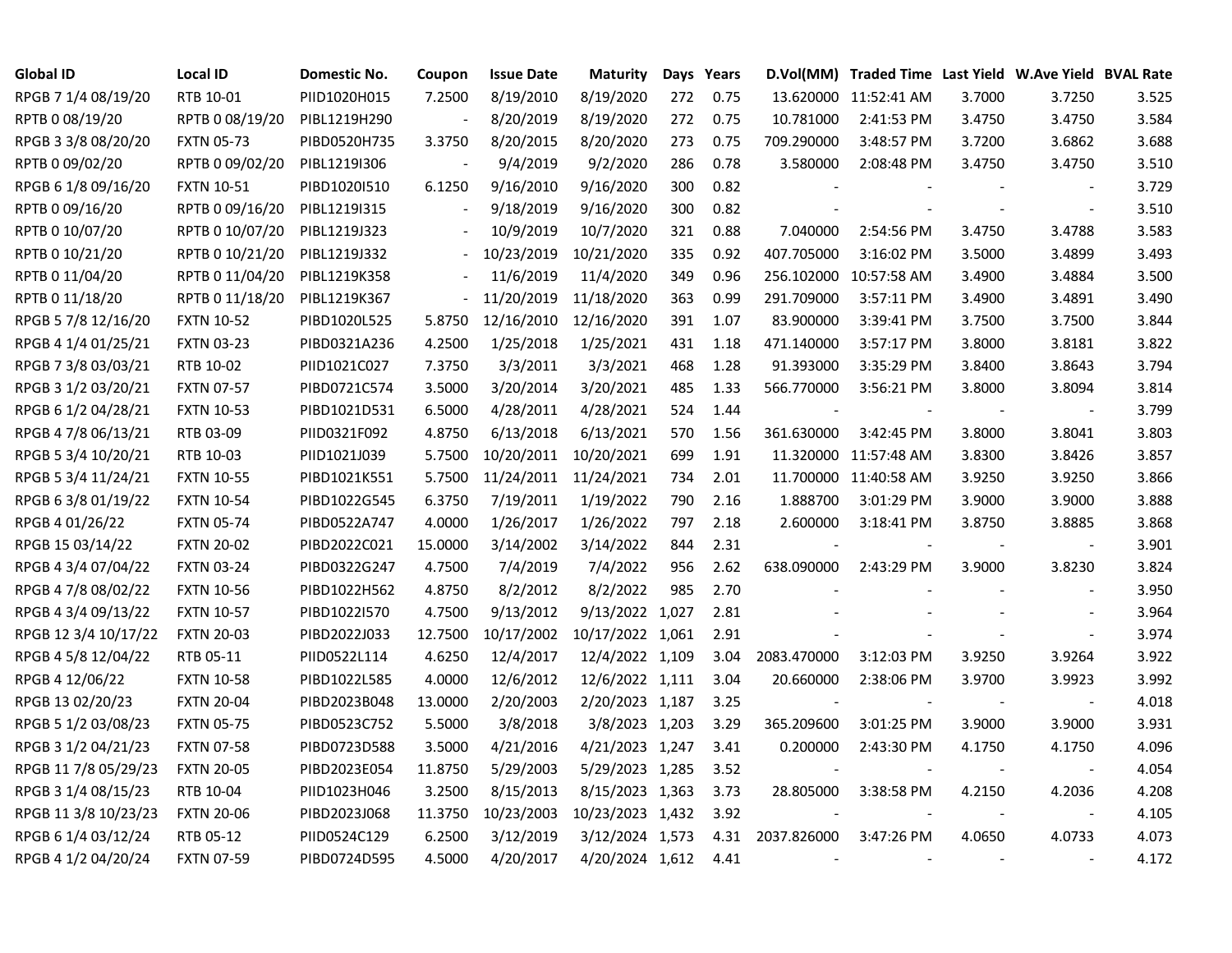| Global ID | Local ID | Domestic No. | Coupon | Issue Date | Maturity | Days | Years | D.Vol(MM) | Traded Time | Last Yield | W.Ave Yield | BVAL Rate |
|---|---|---|---|---|---|---|---|---|---|---|---|---|
| RPGB 7 1/4 08/19/20 | RTB 10-01 | PIID1020H015 | 7.2500 | 8/19/2010 | 8/19/2020 | 272 | 0.75 | 13.620000 | 11:52:41 AM | 3.7000 | 3.7250 | 3.525 |
| RPTB 0 08/19/20 | RPTB 0 08/19/20 | PIBL1219H290 | - | 8/20/2019 | 8/19/2020 | 272 | 0.75 | 10.781000 | 2:41:53 PM | 3.4750 | 3.4750 | 3.584 |
| RPGB 3 3/8 08/20/20 | FXTN 05-73 | PIBD0520H735 | 3.3750 | 8/20/2015 | 8/20/2020 | 273 | 0.75 | 709.290000 | 3:48:57 PM | 3.7200 | 3.6862 | 3.688 |
| RPTB 0 09/02/20 | RPTB 0 09/02/20 | PIBL1219I306 | - | 9/4/2019 | 9/2/2020 | 286 | 0.78 | 3.580000 | 2:08:48 PM | 3.4750 | 3.4750 | 3.510 |
| RPGB 6 1/8 09/16/20 | FXTN 10-51 | PIBD1020I510 | 6.1250 | 9/16/2010 | 9/16/2020 | 300 | 0.82 | - | - | - | - | 3.729 |
| RPTB 0 09/16/20 | RPTB 0 09/16/20 | PIBL1219I315 | - | 9/18/2019 | 9/16/2020 | 300 | 0.82 | - | - | - | - | 3.510 |
| RPTB 0 10/07/20 | RPTB 0 10/07/20 | PIBL1219J323 | - | 10/9/2019 | 10/7/2020 | 321 | 0.88 | 7.040000 | 2:54:56 PM | 3.4750 | 3.4788 | 3.583 |
| RPTB 0 10/21/20 | RPTB 0 10/21/20 | PIBL1219J332 | - | 10/23/2019 | 10/21/2020 | 335 | 0.92 | 407.705000 | 3:16:02 PM | 3.5000 | 3.4899 | 3.493 |
| RPTB 0 11/04/20 | RPTB 0 11/04/20 | PIBL1219K358 | - | 11/6/2019 | 11/4/2020 | 349 | 0.96 | 256.102000 | 10:57:58 AM | 3.4900 | 3.4884 | 3.500 |
| RPTB 0 11/18/20 | RPTB 0 11/18/20 | PIBL1219K367 | - | 11/20/2019 | 11/18/2020 | 363 | 0.99 | 291.709000 | 3:57:11 PM | 3.4900 | 3.4891 | 3.490 |
| RPGB 5 7/8 12/16/20 | FXTN 10-52 | PIBD1020L525 | 5.8750 | 12/16/2010 | 12/16/2020 | 391 | 1.07 | 83.900000 | 3:39:41 PM | 3.7500 | 3.7500 | 3.844 |
| RPGB 4 1/4 01/25/21 | FXTN 03-23 | PIBD0321A236 | 4.2500 | 1/25/2018 | 1/25/2021 | 431 | 1.18 | 471.140000 | 3:57:17 PM | 3.8000 | 3.8181 | 3.822 |
| RPGB 7 3/8 03/03/21 | RTB 10-02 | PIID1021C027 | 7.3750 | 3/3/2011 | 3/3/2021 | 468 | 1.28 | 91.393000 | 3:35:29 PM | 3.8400 | 3.8643 | 3.794 |
| RPGB 3 1/2 03/20/21 | FXTN 07-57 | PIBD0721C574 | 3.5000 | 3/20/2014 | 3/20/2021 | 485 | 1.33 | 566.770000 | 3:56:21 PM | 3.8000 | 3.8094 | 3.814 |
| RPGB 6 1/2 04/28/21 | FXTN 10-53 | PIBD1021D531 | 6.5000 | 4/28/2011 | 4/28/2021 | 524 | 1.44 | - | - | - | - | 3.799 |
| RPGB 4 7/8 06/13/21 | RTB 03-09 | PIID0321F092 | 4.8750 | 6/13/2018 | 6/13/2021 | 570 | 1.56 | 361.630000 | 3:42:45 PM | 3.8000 | 3.8041 | 3.803 |
| RPGB 5 3/4 10/20/21 | RTB 10-03 | PIID1021J039 | 5.7500 | 10/20/2011 | 10/20/2021 | 699 | 1.91 | 11.320000 | 11:57:48 AM | 3.8300 | 3.8426 | 3.857 |
| RPGB 5 3/4 11/24/21 | FXTN 10-55 | PIBD1021K551 | 5.7500 | 11/24/2011 | 11/24/2021 | 734 | 2.01 | 11.700000 | 11:40:58 AM | 3.9250 | 3.9250 | 3.866 |
| RPGB 6 3/8 01/19/22 | FXTN 10-54 | PIBD1022G545 | 6.3750 | 7/19/2011 | 1/19/2022 | 790 | 2.16 | 1.888700 | 3:01:29 PM | 3.9000 | 3.9000 | 3.888 |
| RPGB 4 01/26/22 | FXTN 05-74 | PIBD0522A747 | 4.0000 | 1/26/2017 | 1/26/2022 | 797 | 2.18 | 2.600000 | 3:18:41 PM | 3.8750 | 3.8885 | 3.868 |
| RPGB 15 03/14/22 | FXTN 20-02 | PIBD2022C021 | 15.0000 | 3/14/2002 | 3/14/2022 | 844 | 2.31 | - | - | - | - | 3.901 |
| RPGB 4 3/4 07/04/22 | FXTN 03-24 | PIBD0322G247 | 4.7500 | 7/4/2019 | 7/4/2022 | 956 | 2.62 | 638.090000 | 2:43:29 PM | 3.9000 | 3.8230 | 3.824 |
| RPGB 4 7/8 08/02/22 | FXTN 10-56 | PIBD1022H562 | 4.8750 | 8/2/2012 | 8/2/2022 | 985 | 2.70 | - | - | - | - | 3.950 |
| RPGB 4 3/4 09/13/22 | FXTN 10-57 | PIBD1022I570 | 4.7500 | 9/13/2012 | 9/13/2022 | 1,027 | 2.81 | - | - | - | - | 3.964 |
| RPGB 12 3/4 10/17/22 | FXTN 20-03 | PIBD2022J033 | 12.7500 | 10/17/2002 | 10/17/2022 | 1,061 | 2.91 | - | - | - | - | 3.974 |
| RPGB 4 5/8 12/04/22 | RTB 05-11 | PIID0522L114 | 4.6250 | 12/4/2017 | 12/4/2022 | 1,109 | 3.04 | 2083.470000 | 3:12:03 PM | 3.9250 | 3.9264 | 3.922 |
| RPGB 4 12/06/22 | FXTN 10-58 | PIBD1022L585 | 4.0000 | 12/6/2012 | 12/6/2022 | 1,111 | 3.04 | 20.660000 | 2:38:06 PM | 3.9700 | 3.9923 | 3.992 |
| RPGB 13 02/20/23 | FXTN 20-04 | PIBD2023B048 | 13.0000 | 2/20/2003 | 2/20/2023 | 1,187 | 3.25 | - | - | - | - | 4.018 |
| RPGB 5 1/2 03/08/23 | FXTN 05-75 | PIBD0523C752 | 5.5000 | 3/8/2018 | 3/8/2023 | 1,203 | 3.29 | 365.209600 | 3:01:25 PM | 3.9000 | 3.9000 | 3.931 |
| RPGB 3 1/2 04/21/23 | FXTN 07-58 | PIBD0723D588 | 3.5000 | 4/21/2016 | 4/21/2023 | 1,247 | 3.41 | 0.200000 | 2:43:30 PM | 4.1750 | 4.1750 | 4.096 |
| RPGB 11 7/8 05/29/23 | FXTN 20-05 | PIBD2023E054 | 11.8750 | 5/29/2003 | 5/29/2023 | 1,285 | 3.52 | - | - | - | - | 4.054 |
| RPGB 3 1/4 08/15/23 | RTB 10-04 | PIID1023H046 | 3.2500 | 8/15/2013 | 8/15/2023 | 1,363 | 3.73 | 28.805000 | 3:38:58 PM | 4.2150 | 4.2036 | 4.208 |
| RPGB 11 3/8 10/23/23 | FXTN 20-06 | PIBD2023J068 | 11.3750 | 10/23/2003 | 10/23/2023 | 1,432 | 3.92 | - | - | - | - | 4.105 |
| RPGB 6 1/4 03/12/24 | RTB 05-12 | PIID0524C129 | 6.2500 | 3/12/2019 | 3/12/2024 | 1,573 | 4.31 | 2037.826000 | 3:47:26 PM | 4.0650 | 4.0733 | 4.073 |
| RPGB 4 1/2 04/20/24 | FXTN 07-59 | PIBD0724D595 | 4.5000 | 4/20/2017 | 4/20/2024 | 1,612 | 4.41 | - | - | - | - | 4.172 |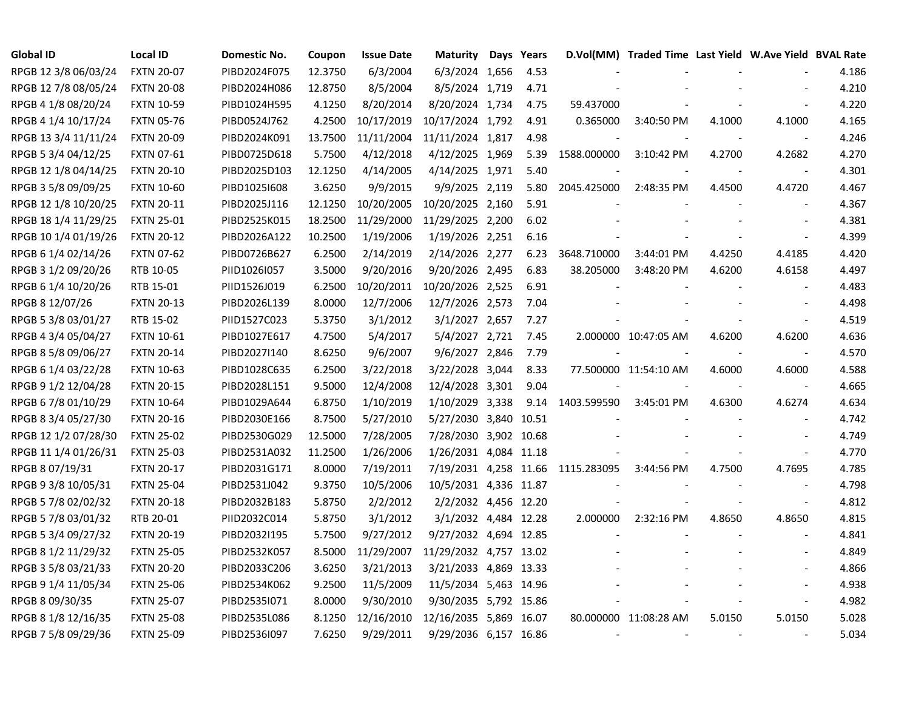| Global ID | Local ID | Domestic No. | Coupon | Issue Date | Maturity | Days | Years | D.Vol(MM) | Traded Time | Last Yield | W.Ave Yield | BVAL Rate |
|---|---|---|---|---|---|---|---|---|---|---|---|---|
| RPGB 12 3/8 06/03/24 | FXTN 20-07 | PIBD2024F075 | 12.3750 | 6/3/2004 | 6/3/2024 | 1,656 | 4.53 | - | - | - | - | 4.186 |
| RPGB 12 7/8 08/05/24 | FXTN 20-08 | PIBD2024H086 | 12.8750 | 8/5/2004 | 8/5/2024 | 1,719 | 4.71 | - | - | - | - | 4.210 |
| RPGB 4 1/8 08/20/24 | FXTN 10-59 | PIBD1024H595 | 4.1250 | 8/20/2014 | 8/20/2024 | 1,734 | 4.75 | 59.437000 | - | - | - | 4.220 |
| RPGB 4 1/4 10/17/24 | FXTN 05-76 | PIBD0524J762 | 4.2500 | 10/17/2019 | 10/17/2024 | 1,792 | 4.91 | 0.365000 | 3:40:50 PM | 4.1000 | 4.1000 | 4.165 |
| RPGB 13 3/4 11/11/24 | FXTN 20-09 | PIBD2024K091 | 13.7500 | 11/11/2004 | 11/11/2024 | 1,817 | 4.98 | - | - | - | - | 4.246 |
| RPGB 5 3/4 04/12/25 | FXTN 07-61 | PIBD0725D618 | 5.7500 | 4/12/2018 | 4/12/2025 | 1,969 | 5.39 | 1588.000000 | 3:10:42 PM | 4.2700 | 4.2682 | 4.270 |
| RPGB 12 1/8 04/14/25 | FXTN 20-10 | PIBD2025D103 | 12.1250 | 4/14/2005 | 4/14/2025 | 1,971 | 5.40 | - | - | - | - | 4.301 |
| RPGB 3 5/8 09/09/25 | FXTN 10-60 | PIBD1025I608 | 3.6250 | 9/9/2015 | 9/9/2025 | 2,119 | 5.80 | 2045.425000 | 2:48:35 PM | 4.4500 | 4.4720 | 4.467 |
| RPGB 12 1/8 10/20/25 | FXTN 20-11 | PIBD2025J116 | 12.1250 | 10/20/2005 | 10/20/2025 | 2,160 | 5.91 | - | - | - | - | 4.367 |
| RPGB 18 1/4 11/29/25 | FXTN 25-01 | PIBD2525K015 | 18.2500 | 11/29/2000 | 11/29/2025 | 2,200 | 6.02 | - | - | - | - | 4.381 |
| RPGB 10 1/4 01/19/26 | FXTN 20-12 | PIBD2026A122 | 10.2500 | 1/19/2006 | 1/19/2026 | 2,251 | 6.16 | - | - | - | - | 4.399 |
| RPGB 6 1/4 02/14/26 | FXTN 07-62 | PIBD0726B627 | 6.2500 | 2/14/2019 | 2/14/2026 | 2,277 | 6.23 | 3648.710000 | 3:44:01 PM | 4.4250 | 4.4185 | 4.420 |
| RPGB 3 1/2 09/20/26 | RTB 10-05 | PIID1026I057 | 3.5000 | 9/20/2016 | 9/20/2026 | 2,495 | 6.83 | 38.205000 | 3:48:20 PM | 4.6200 | 4.6158 | 4.497 |
| RPGB 6 1/4 10/20/26 | RTB 15-01 | PIID1526J019 | 6.2500 | 10/20/2011 | 10/20/2026 | 2,525 | 6.91 | - | - | - | - | 4.483 |
| RPGB 8 12/07/26 | FXTN 20-13 | PIBD2026L139 | 8.0000 | 12/7/2006 | 12/7/2026 | 2,573 | 7.04 | - | - | - | - | 4.498 |
| RPGB 5 3/8 03/01/27 | RTB 15-02 | PIID1527C023 | 5.3750 | 3/1/2012 | 3/1/2027 | 2,657 | 7.27 | - | - | - | - | 4.519 |
| RPGB 4 3/4 05/04/27 | FXTN 10-61 | PIBD1027E617 | 4.7500 | 5/4/2017 | 5/4/2027 | 2,721 | 7.45 | 2.000000 | 10:47:05 AM | 4.6200 | 4.6200 | 4.636 |
| RPGB 8 5/8 09/06/27 | FXTN 20-14 | PIBD2027I140 | 8.6250 | 9/6/2007 | 9/6/2027 | 2,846 | 7.79 | - | - | - | - | 4.570 |
| RPGB 6 1/4 03/22/28 | FXTN 10-63 | PIBD1028C635 | 6.2500 | 3/22/2018 | 3/22/2028 | 3,044 | 8.33 | 77.500000 | 11:54:10 AM | 4.6000 | 4.6000 | 4.588 |
| RPGB 9 1/2 12/04/28 | FXTN 20-15 | PIBD2028L151 | 9.5000 | 12/4/2008 | 12/4/2028 | 3,301 | 9.04 | - | - | - | - | 4.665 |
| RPGB 6 7/8 01/10/29 | FXTN 10-64 | PIBD1029A644 | 6.8750 | 1/10/2019 | 1/10/2029 | 3,338 | 9.14 | 1403.599590 | 3:45:01 PM | 4.6300 | 4.6274 | 4.634 |
| RPGB 8 3/4 05/27/30 | FXTN 20-16 | PIBD2030E166 | 8.7500 | 5/27/2010 | 5/27/2030 | 3,840 | 10.51 | - | - | - | - | 4.742 |
| RPGB 12 1/2 07/28/30 | FXTN 25-02 | PIBD2530G029 | 12.5000 | 7/28/2005 | 7/28/2030 | 3,902 | 10.68 | - | - | - | - | 4.749 |
| RPGB 11 1/4 01/26/31 | FXTN 25-03 | PIBD2531A032 | 11.2500 | 1/26/2006 | 1/26/2031 | 4,084 | 11.18 | - | - | - | - | 4.770 |
| RPGB 8 07/19/31 | FXTN 20-17 | PIBD2031G171 | 8.0000 | 7/19/2011 | 7/19/2031 | 4,258 | 11.66 | 1115.283095 | 3:44:56 PM | 4.7500 | 4.7695 | 4.785 |
| RPGB 9 3/8 10/05/31 | FXTN 25-04 | PIBD2531J042 | 9.3750 | 10/5/2006 | 10/5/2031 | 4,336 | 11.87 | - | - | - | - | 4.798 |
| RPGB 5 7/8 02/02/32 | FXTN 20-18 | PIBD2032B183 | 5.8750 | 2/2/2012 | 2/2/2032 | 4,456 | 12.20 | - | - | - | - | 4.812 |
| RPGB 5 7/8 03/01/32 | RTB 20-01 | PIID2032C014 | 5.8750 | 3/1/2012 | 3/1/2032 | 4,484 | 12.28 | 2.000000 | 2:32:16 PM | 4.8650 | 4.8650 | 4.815 |
| RPGB 5 3/4 09/27/32 | FXTN 20-19 | PIBD2032I195 | 5.7500 | 9/27/2012 | 9/27/2032 | 4,694 | 12.85 | - | - | - | - | 4.841 |
| RPGB 8 1/2 11/29/32 | FXTN 25-05 | PIBD2532K057 | 8.5000 | 11/29/2007 | 11/29/2032 | 4,757 | 13.02 | - | - | - | - | 4.849 |
| RPGB 3 5/8 03/21/33 | FXTN 20-20 | PIBD2033C206 | 3.6250 | 3/21/2013 | 3/21/2033 | 4,869 | 13.33 | - | - | - | - | 4.866 |
| RPGB 9 1/4 11/05/34 | FXTN 25-06 | PIBD2534K062 | 9.2500 | 11/5/2009 | 11/5/2034 | 5,463 | 14.96 | - | - | - | - | 4.938 |
| RPGB 8 09/30/35 | FXTN 25-07 | PIBD2535I071 | 8.0000 | 9/30/2010 | 9/30/2035 | 5,792 | 15.86 | - | - | - | - | 4.982 |
| RPGB 8 1/8 12/16/35 | FXTN 25-08 | PIBD2535L086 | 8.1250 | 12/16/2010 | 12/16/2035 | 5,869 | 16.07 | 80.000000 | 11:08:28 AM | 5.0150 | 5.0150 | 5.028 |
| RPGB 7 5/8 09/29/36 | FXTN 25-09 | PIBD2536I097 | 7.6250 | 9/29/2011 | 9/29/2036 | 6,157 | 16.86 | - | - | - | - | 5.034 |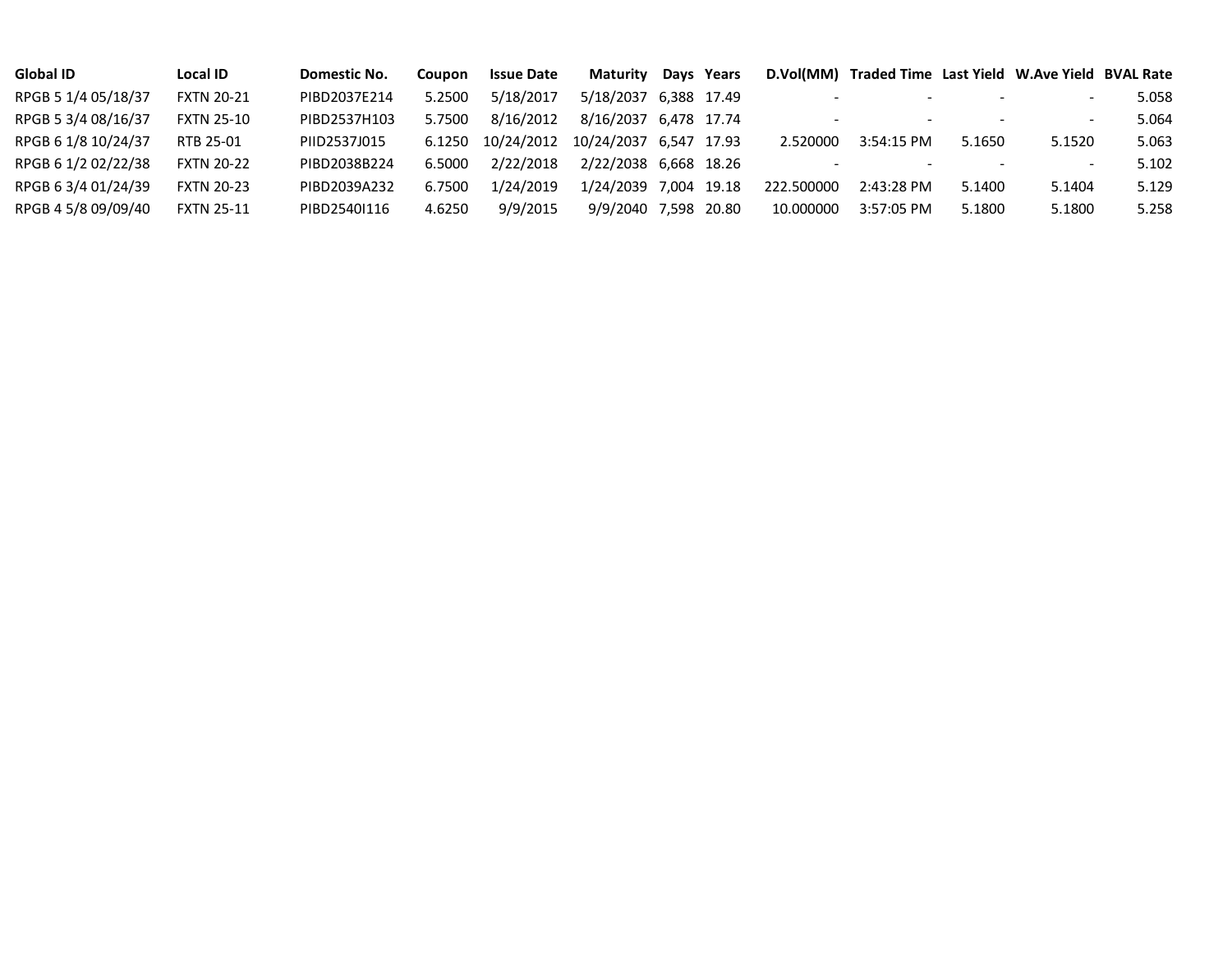| Global ID | Local ID | Domestic No. | Coupon | Issue Date | Maturity | Days | Years | D.Vol(MM) | Traded Time | Last Yield | W.Ave Yield | BVAL Rate |
|---|---|---|---|---|---|---|---|---|---|---|---|---|
| RPGB 5 1/4 05/18/37 | FXTN 20-21 | PIBD2037E214 | 5.2500 | 5/18/2017 | 5/18/2037 | 6,388 | 17.49 | - | - | - | - | 5.058 |
| RPGB 5 3/4 08/16/37 | FXTN 25-10 | PIBD2537H103 | 5.7500 | 8/16/2012 | 8/16/2037 | 6,478 | 17.74 | - | - | - | - | 5.064 |
| RPGB 6 1/8 10/24/37 | RTB 25-01 | PIID2537J015 | 6.1250 | 10/24/2012 | 10/24/2037 | 6,547 | 17.93 | 2.520000 | 3:54:15 PM | 5.1650 | 5.1520 | 5.063 |
| RPGB 6 1/2 02/22/38 | FXTN 20-22 | PIBD2038B224 | 6.5000 | 2/22/2018 | 2/22/2038 | 6,668 | 18.26 | - | - | - | - | 5.102 |
| RPGB 6 3/4 01/24/39 | FXTN 20-23 | PIBD2039A232 | 6.7500 | 1/24/2019 | 1/24/2039 | 7,004 | 19.18 | 222.500000 | 2:43:28 PM | 5.1400 | 5.1404 | 5.129 |
| RPGB 4 5/8 09/09/40 | FXTN 25-11 | PIBD2540I116 | 4.6250 | 9/9/2015 | 9/9/2040 | 7,598 | 20.80 | 10.000000 | 3:57:05 PM | 5.1800 | 5.1800 | 5.258 |